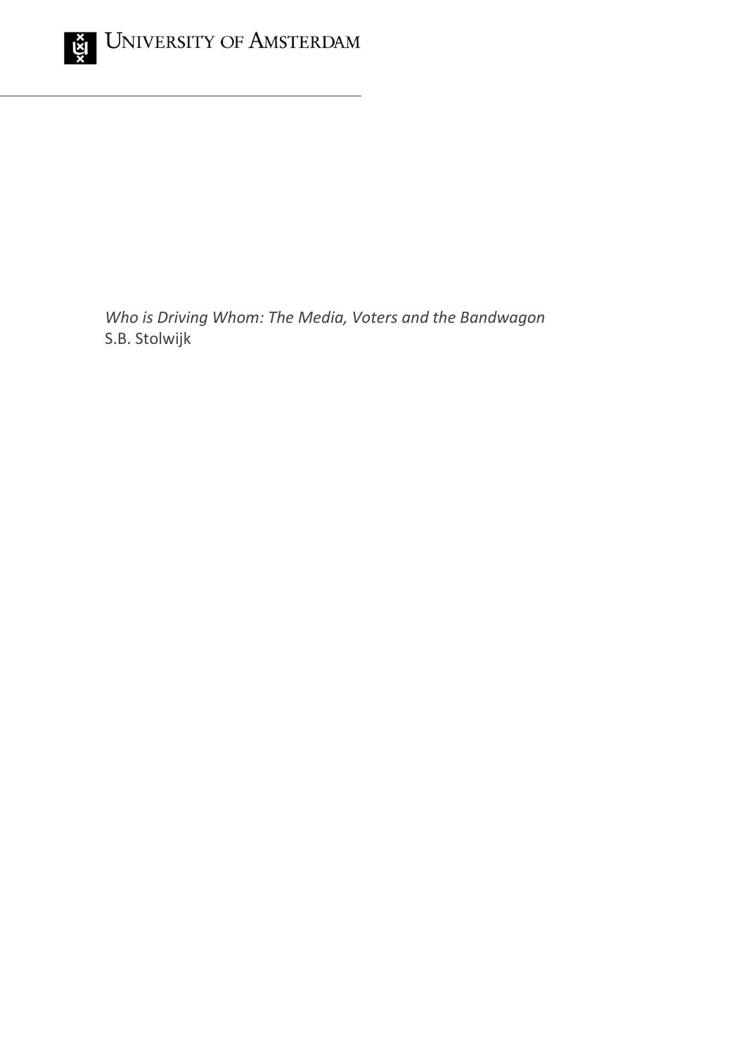UNIVERSITY OF AMSTERDAM

*Who is Driving Whom: The Media, Voters and the Bandwagon*
S.B. Stolwijk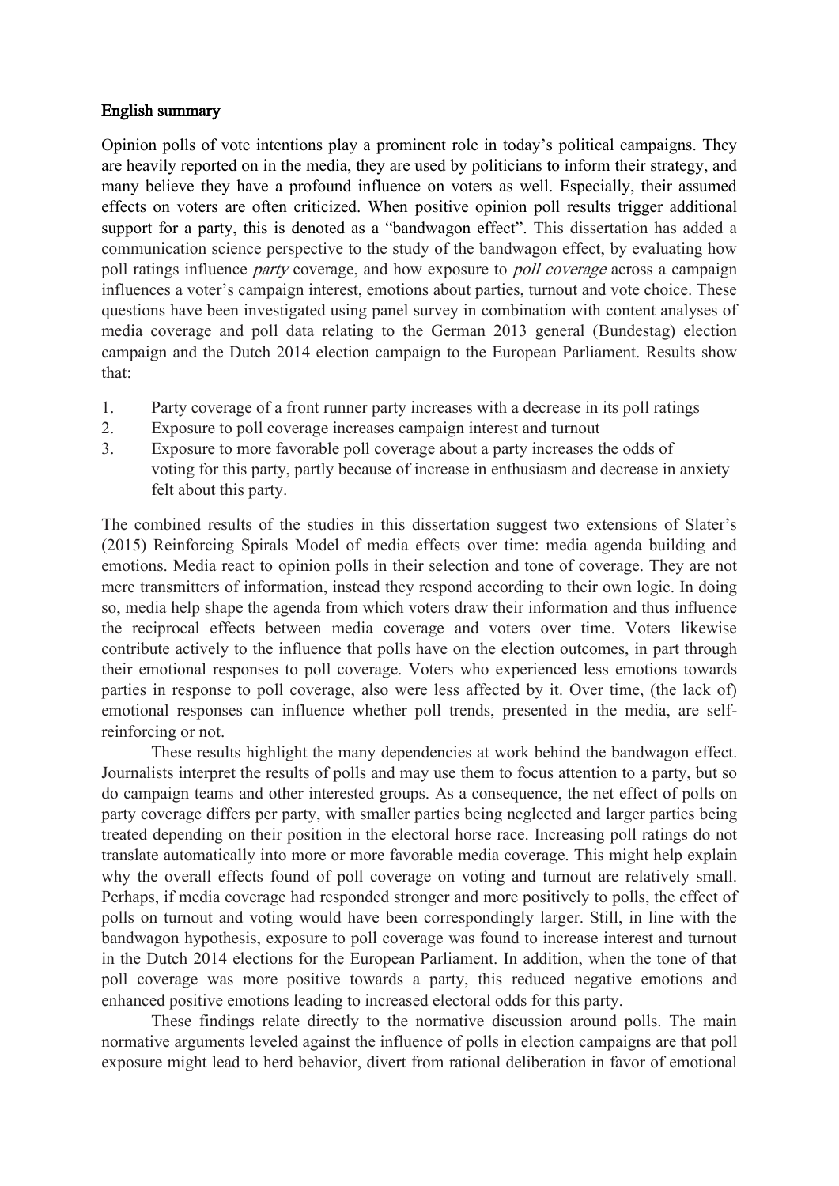## English summary

Opinion polls of vote intentions play a prominent role in today's political campaigns. They are heavily reported on in the media, they are used by politicians to inform their strategy, and many believe they have a profound influence on voters as well. Especially, their assumed effects on voters are often criticized. When positive opinion poll results trigger additional support for a party, this is denoted as a "bandwagon effect". This dissertation has added a communication science perspective to the study of the bandwagon effect, by evaluating how poll ratings influence *party* coverage, and how exposure to *poll coverage* across a campaign influences a voter's campaign interest, emotions about parties, turnout and vote choice. These questions have been investigated using panel survey in combination with content analyses of media coverage and poll data relating to the German 2013 general (Bundestag) election campaign and the Dutch 2014 election campaign to the European Parliament. Results show that:

1. Party coverage of a front runner party increases with a decrease in its poll ratings
2. Exposure to poll coverage increases campaign interest and turnout
3. Exposure to more favorable poll coverage about a party increases the odds of voting for this party, partly because of increase in enthusiasm and decrease in anxiety felt about this party.

The combined results of the studies in this dissertation suggest two extensions of Slater's (2015) Reinforcing Spirals Model of media effects over time: media agenda building and emotions. Media react to opinion polls in their selection and tone of coverage. They are not mere transmitters of information, instead they respond according to their own logic. In doing so, media help shape the agenda from which voters draw their information and thus influence the reciprocal effects between media coverage and voters over time. Voters likewise contribute actively to the influence that polls have on the election outcomes, in part through their emotional responses to poll coverage. Voters who experienced less emotions towards parties in response to poll coverage, also were less affected by it. Over time, (the lack of) emotional responses can influence whether poll trends, presented in the media, are self-reinforcing or not.

These results highlight the many dependencies at work behind the bandwagon effect. Journalists interpret the results of polls and may use them to focus attention to a party, but so do campaign teams and other interested groups. As a consequence, the net effect of polls on party coverage differs per party, with smaller parties being neglected and larger parties being treated depending on their position in the electoral horse race. Increasing poll ratings do not translate automatically into more or more favorable media coverage. This might help explain why the overall effects found of poll coverage on voting and turnout are relatively small. Perhaps, if media coverage had responded stronger and more positively to polls, the effect of polls on turnout and voting would have been correspondingly larger. Still, in line with the bandwagon hypothesis, exposure to poll coverage was found to increase interest and turnout in the Dutch 2014 elections for the European Parliament. In addition, when the tone of that poll coverage was more positive towards a party, this reduced negative emotions and enhanced positive emotions leading to increased electoral odds for this party.

These findings relate directly to the normative discussion around polls. The main normative arguments leveled against the influence of polls in election campaigns are that poll exposure might lead to herd behavior, divert from rational deliberation in favor of emotional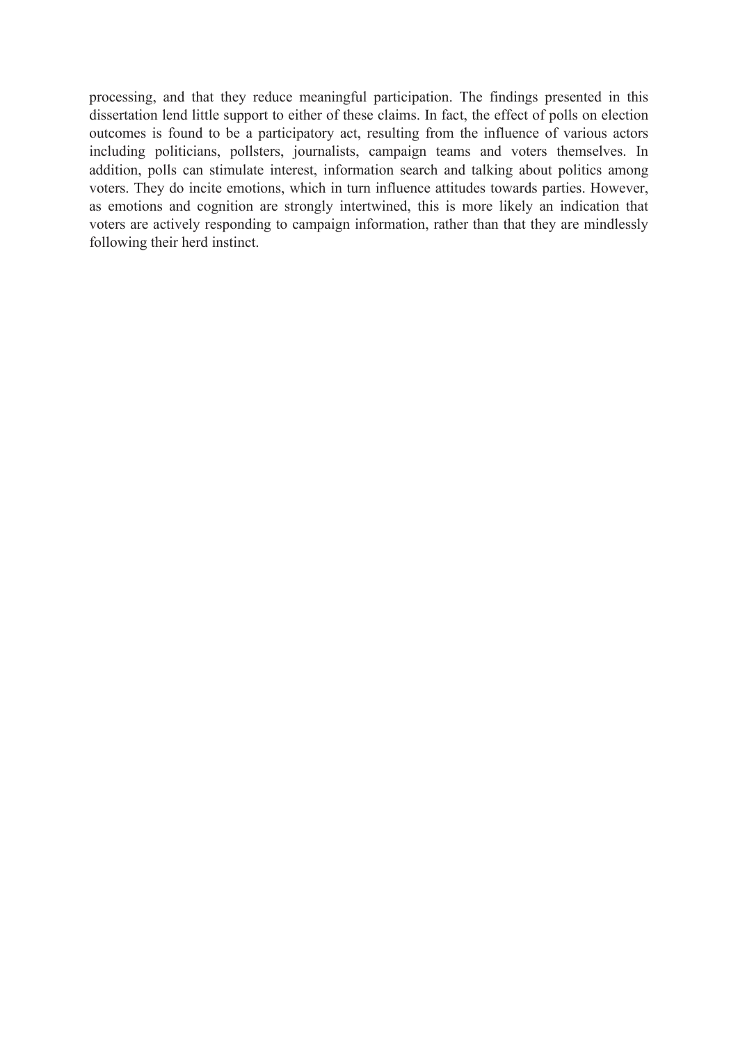processing, and that they reduce meaningful participation. The findings presented in this dissertation lend little support to either of these claims. In fact, the effect of polls on election outcomes is found to be a participatory act, resulting from the influence of various actors including politicians, pollsters, journalists, campaign teams and voters themselves. In addition, polls can stimulate interest, information search and talking about politics among voters. They do incite emotions, which in turn influence attitudes towards parties. However, as emotions and cognition are strongly intertwined, this is more likely an indication that voters are actively responding to campaign information, rather than that they are mindlessly following their herd instinct.